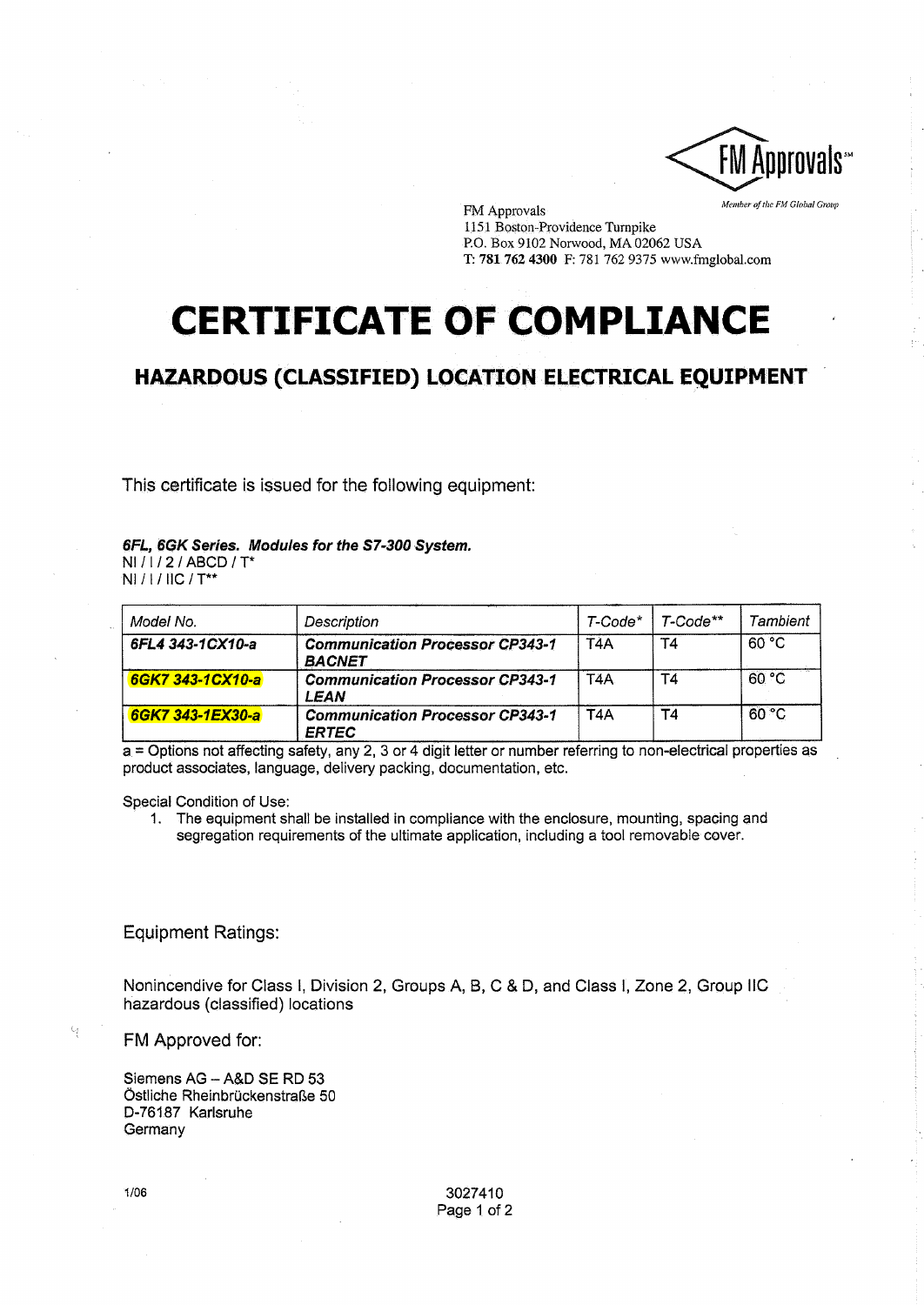FM Approvals[SM]

*Member of the FM Global Group*

FM Approvals
1151 Boston-Providence Turnpike
P.O. Box 9102 Norwood, MA 02062 USA
T: **781 762 4300** F: 781 762 9375 www.fmglobal.com

# CERTIFICATE OF COMPLIANCE

## HAZARDOUS (CLASSIFIED) LOCATION ELECTRICAL EQUIPMENT

This certificate is issued for the following equipment:

***6FL, 6GK Series. Modules for the S7-300 System.***
NI / I / 2 / ABCD / T*
NI / I / IIC / T**

| *Model No.* | *Description* | *T-Code** | *T-Code*** | *Tambient* |
|---|---|---|---|---|
| ***6FL4 343-1CX10-a*** | ***Communication Processor CP343-1 BACNET*** | T4A | T4 | 60 °C |
| ***6GK7 343-1CX10-a*** | ***Communication Processor CP343-1 LEAN*** | T4A | T4 | 60 °C |
| ***6GK7 343-1EX30-a*** | ***Communication Processor CP343-1 ERTEC*** | T4A | T4 | 60 °C |

a = Options not affecting safety, any 2, 3 or 4 digit letter or number referring to non-electrical properties as product associates, language, delivery packing, documentation, etc.

Special Condition of Use:

1. The equipment shall be installed in compliance with the enclosure, mounting, spacing and segregation requirements of the ultimate application, including a tool removable cover.

Equipment Ratings:

Nonincendive for Class I, Division 2, Groups A, B, C & D, and Class I, Zone 2, Group IIC hazardous (classified) locations

FM Approved for:

Siemens AG – A&D SE RD 53
Östliche Rheinbrückenstraße 50
D-76187 Karlsruhe
Germany

1/06

3027410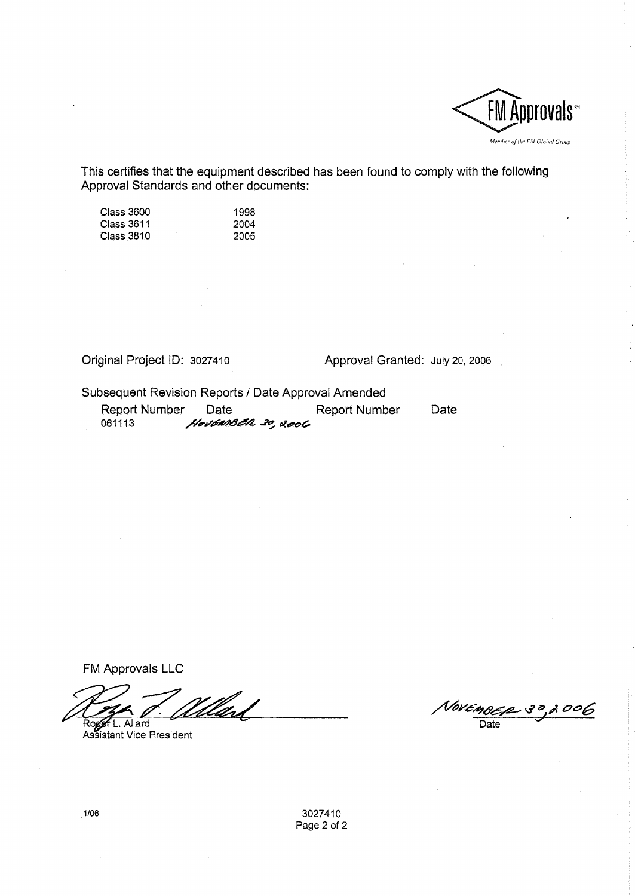FM Approvals

*Member of the FM Global Group*

This certifies that the equipment described has been found to comply with the following Approval Standards and other documents:

| | |
|---|---|
| Class 3600 | 1998 |
| Class 3611 | 2004 |
| Class 3810 | 2005 |

Original Project ID: 3027410 Approval Granted: July 20, 2006

Subsequent Revision Reports / Date Approval Amended

| Report Number | Date | Report Number | Date |
|---|---|---|---|
| 061113 | November 30, 2006 | | |

FM Approvals LLC

Roger L. Allard
Assistant Vice President

November 30, 2006
Date

1/06